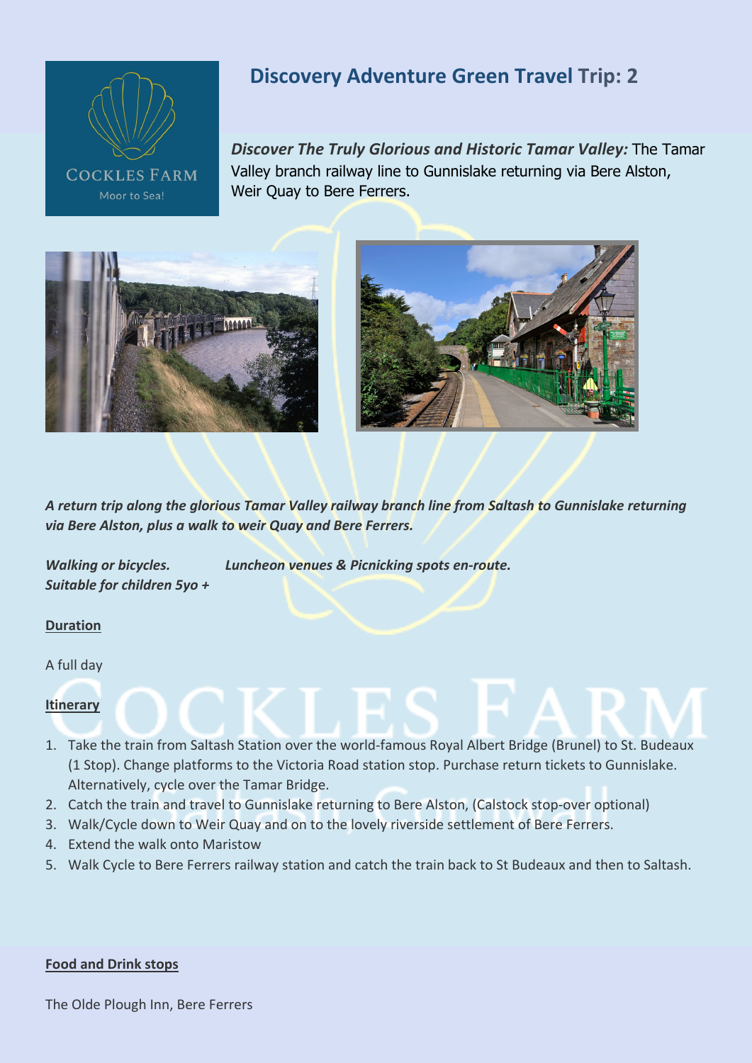COCKLES FARM

Moor to Sea!

# Discovery Adventure Green Travel Trip: 2

***Discover The Truly Glorious and Historic Tamar Valley:*** The Tamar Valley branch railway line to Gunnislake returning via Bere Alston, Weir Quay to Bere Ferrers.

***A return trip along the glorious Tamar Valley railway branch line from Saltash to Gunnislake returning via Bere Alston, plus a walk to weir Quay and Bere Ferrers.***

***Walking or bicycles.*** ***Luncheon venues & Picnicking spots en-route.***
***Suitable for children 5yo +***

**Duration**

A full day

**Itinerary**

1. Take the train from Saltash Station over the world-famous Royal Albert Bridge (Brunel) to St. Budeaux (1 Stop). Change platforms to the Victoria Road station stop. Purchase return tickets to Gunnislake. Alternatively, cycle over the Tamar Bridge.
2. Catch the train and travel to Gunnislake returning to Bere Alston, (Calstock stop-over optional)
3. Walk/Cycle down to Weir Quay and on to the lovely riverside settlement of Bere Ferrers.
4. Extend the walk onto Maristow
5. Walk Cycle to Bere Ferrers railway station and catch the train back to St Budeaux and then to Saltash.

**Food and Drink stops**

The Olde Plough Inn, Bere Ferrers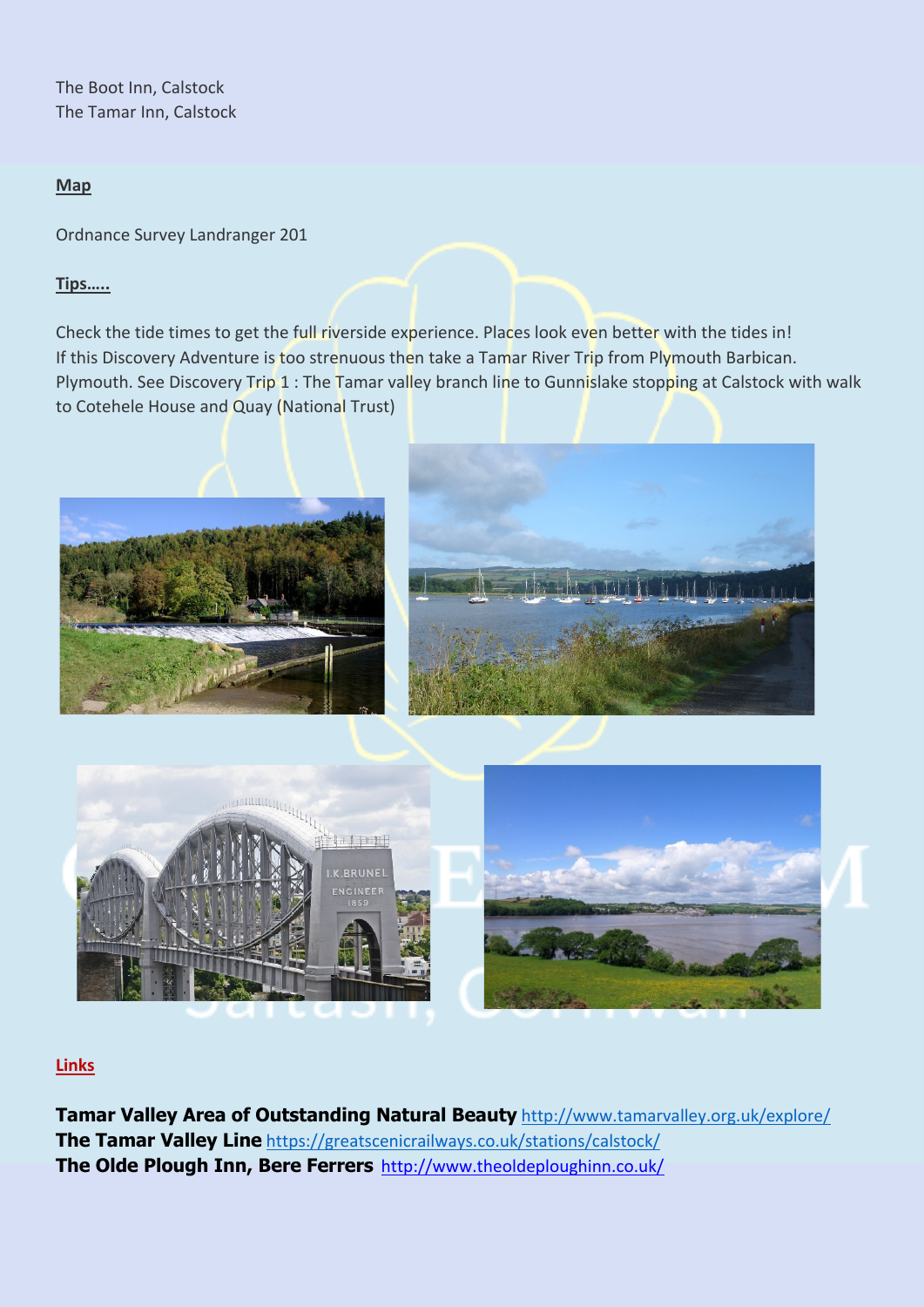The Boot Inn, Calstock
The Tamar Inn, Calstock

**Map**

Ordnance Survey Landranger 201

**Tips…..**

Check the tide times to get the full riverside experience. Places look even better with the tides in!
If this Discovery Adventure is too strenuous then take a Tamar River Trip from Plymouth Barbican. Plymouth. See Discovery Trip 1 : The Tamar valley branch line to Gunnislake stopping at Calstock with walk to Cotehele House and Quay (National Trust)

**Links**

**Tamar Valley Area of Outstanding Natural Beauty** http://www.tamarvalley.org.uk/explore/
**The Tamar Valley Line** https://greatscenicrailways.co.uk/stations/calstock/
**The Olde Plough Inn, Bere Ferrers** http://www.theoldeploughinn.co.uk/